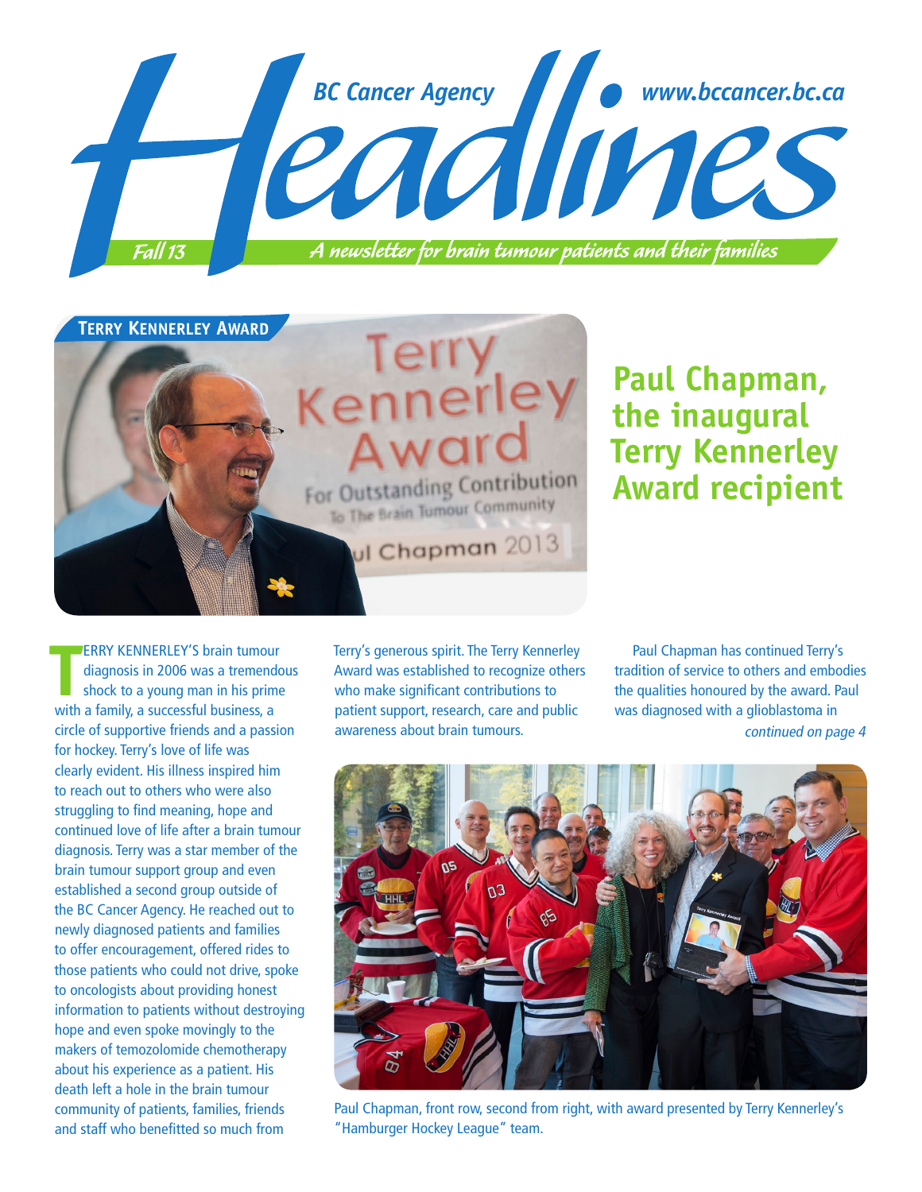# Headlines

BC Cancer Agency www.bccancer.bc.ca

Fall 13

*A newsletter for brain tumour patients and their families*

**TERRY KENNERLEY AWARD**

## Paul Chapman, the inaugural Terry Kennerley Award recipient

TERRY KENNERLEY'S brain tumour diagnosis in 2006 was a tremendous shock to a young man in his prime with a family, a successful business, a circle of supportive friends and a passion for hockey. Terry's love of life was clearly evident. His illness inspired him to reach out to others who were also struggling to find meaning, hope and continued love of life after a brain tumour diagnosis. Terry was a star member of the brain tumour support group and even established a second group outside of the BC Cancer Agency. He reached out to newly diagnosed patients and families to offer encouragement, offered rides to those patients who could not drive, spoke to oncologists about providing honest information to patients without destroying hope and even spoke movingly to the makers of temozolomide chemotherapy about his experience as a patient. His death left a hole in the brain tumour community of patients, families, friends and staff who benefitted so much from Terry's generous spirit. The Terry Kennerley Award was established to recognize others who make significant contributions to patient support, research, care and public awareness about brain tumours.

Paul Chapman has continued Terry's tradition of service to others and embodies the qualities honoured by the award. Paul was diagnosed with a glioblastoma in

*continued on page 4*

Paul Chapman, front row, second from right, with award presented by Terry Kennerley's "Hamburger Hockey League" team.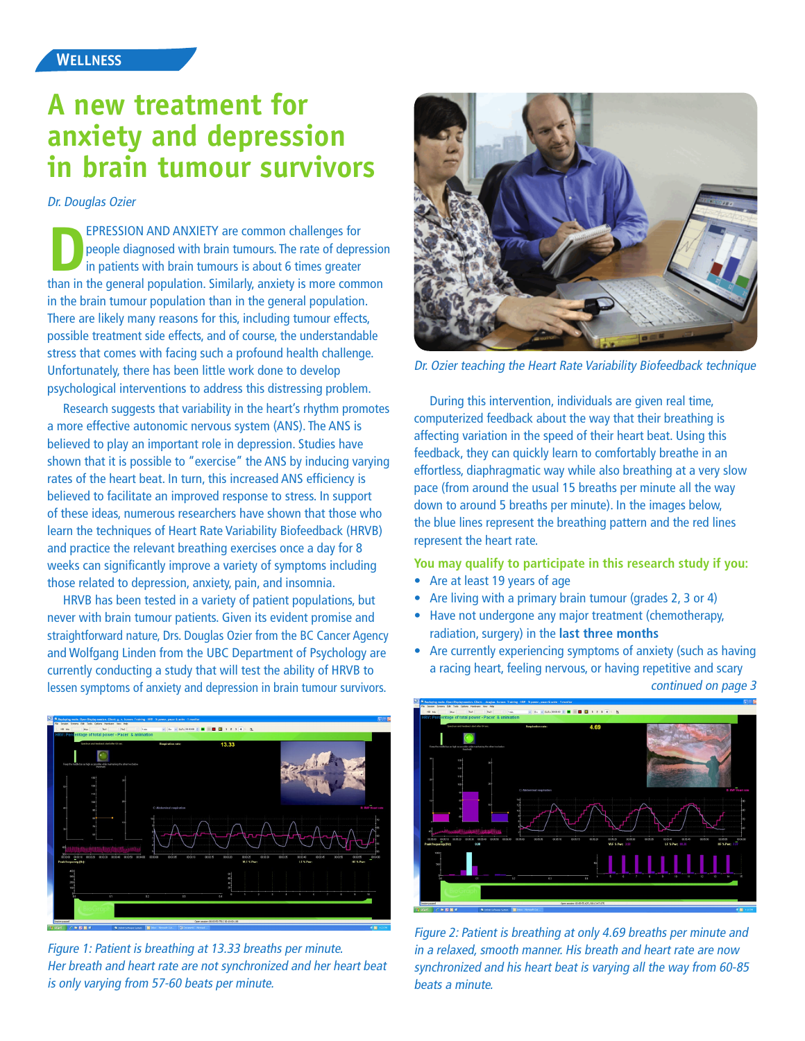WELLNESS

# A new treatment for anxiety and depression in brain tumour survivors

*Dr. Douglas Ozier*

DEPRESSION AND ANXIETY are common challenges for people diagnosed with brain tumours. The rate of depression in patients with brain tumours is about 6 times greater than in the general population. Similarly, anxiety is more common in the brain tumour population than in the general population. There are likely many reasons for this, including tumour effects, possible treatment side effects, and of course, the understandable stress that comes with facing such a profound health challenge. Unfortunately, there has been little work done to develop psychological interventions to address this distressing problem.

Research suggests that variability in the heart's rhythm promotes a more effective autonomic nervous system (ANS). The ANS is believed to play an important role in depression. Studies have shown that it is possible to "exercise" the ANS by inducing varying rates of the heart beat. In turn, this increased ANS efficiency is believed to facilitate an improved response to stress. In support of these ideas, numerous researchers have shown that those who learn the techniques of Heart Rate Variability Biofeedback (HRVB) and practice the relevant breathing exercises once a day for 8 weeks can significantly improve a variety of symptoms including those related to depression, anxiety, pain, and insomnia.

HRVB has been tested in a variety of patient populations, but never with brain tumour patients. Given its evident promise and straightforward nature, Drs. Douglas Ozier from the BC Cancer Agency and Wolfgang Linden from the UBC Department of Psychology are currently conducting a study that will test the ability of HRVB to lessen symptoms of anxiety and depression in brain tumour survivors.

*Dr. Ozier teaching the Heart Rate Variability Biofeedback technique*

During this intervention, individuals are given real time, computerized feedback about the way that their breathing is affecting variation in the speed of their heart beat. Using this feedback, they can quickly learn to comfortably breathe in an effortless, diaphragmatic way while also breathing at a very slow pace (from around the usual 15 breaths per minute all the way down to around 5 breaths per minute). In the images below, the blue lines represent the breathing pattern and the red lines represent the heart rate.

**You may qualify to participate in this research study if you:**

- Are at least 19 years of age
- Are living with a primary brain tumour (grades 2, 3 or 4)
- Have not undergone any major treatment (chemotherapy, radiation, surgery) in the **last three months**
- Are currently experiencing symptoms of anxiety (such as having a racing heart, feeling nervous, or having repetitive and scary

*continued on page 3*

*Figure 1: Patient is breathing at 13.33 breaths per minute. Her breath and heart rate are not synchronized and her heart beat is only varying from 57-60 beats per minute.*

*Figure 2: Patient is breathing at only 4.69 breaths per minute and in a relaxed, smooth manner. His breath and heart rate are now synchronized and his heart beat is varying all the way from 60-85 beats a minute.*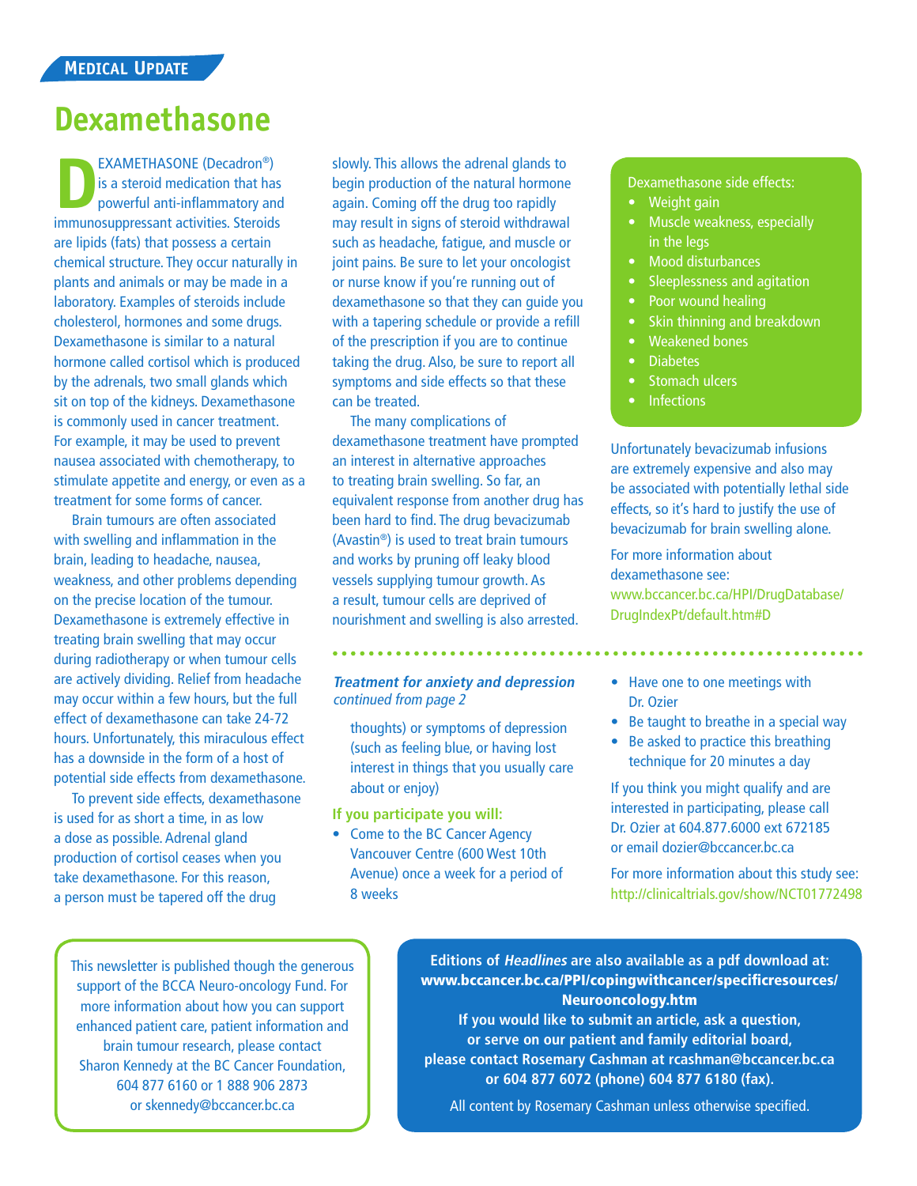**Medical Update**

# Dexamethasone

DEXAMETHASONE (Decadron®) is a steroid medication that has powerful anti-inflammatory and immunosuppressant activities. Steroids are lipids (fats) that possess a certain chemical structure. They occur naturally in plants and animals or may be made in a laboratory. Examples of steroids include cholesterol, hormones and some drugs. Dexamethasone is similar to a natural hormone called cortisol which is produced by the adrenals, two small glands which sit on top of the kidneys. Dexamethasone is commonly used in cancer treatment. For example, it may be used to prevent nausea associated with chemotherapy, to stimulate appetite and energy, or even as a treatment for some forms of cancer.

Brain tumours are often associated with swelling and inflammation in the brain, leading to headache, nausea, weakness, and other problems depending on the precise location of the tumour. Dexamethasone is extremely effective in treating brain swelling that may occur during radiotherapy or when tumour cells are actively dividing. Relief from headache may occur within a few hours, but the full effect of dexamethasone can take 24-72 hours. Unfortunately, this miraculous effect has a downside in the form of a host of potential side effects from dexamethasone.

To prevent side effects, dexamethasone is used for as short a time, in as low a dose as possible. Adrenal gland production of cortisol ceases when you take dexamethasone. For this reason, a person must be tapered off the drug slowly. This allows the adrenal glands to begin production of the natural hormone again. Coming off the drug too rapidly may result in signs of steroid withdrawal such as headache, fatigue, and muscle or joint pains. Be sure to let your oncologist or nurse know if you're running out of dexamethasone so that they can guide you with a tapering schedule or provide a refill of the prescription if you are to continue taking the drug. Also, be sure to report all symptoms and side effects so that these can be treated.

The many complications of dexamethasone treatment have prompted an interest in alternative approaches to treating brain swelling. So far, an equivalent response from another drug has been hard to find. The drug bevacizumab (Avastin®) is used to treat brain tumours and works by pruning off leaky blood vessels supplying tumour growth. As a result, tumour cells are deprived of nourishment and swelling is also arrested.

Dexamethasone side effects:

- Weight gain
- Muscle weakness, especially in the legs
- Mood disturbances
- Sleeplessness and agitation
- Poor wound healing
- Skin thinning and breakdown
- Weakened bones
- Diabetes
- Stomach ulcers
- Infections

Unfortunately bevacizumab infusions are extremely expensive and also may be associated with potentially lethal side effects, so it's hard to justify the use of bevacizumab for brain swelling alone.

For more information about dexamethasone see: www.bccancer.bc.ca/HPI/DrugDatabase/DrugIndexPt/default.htm#D

---

***Treatment for anxiety and depression***
*continued from page 2*

thoughts) or symptoms of depression (such as feeling blue, or having lost interest in things that you usually care about or enjoy)

**If you participate you will:**

- Come to the BC Cancer Agency Vancouver Centre (600 West 10th Avenue) once a week for a period of 8 weeks
- Have one to one meetings with Dr. Ozier
- Be taught to breathe in a special way
- Be asked to practice this breathing technique for 20 minutes a day

If you think you might qualify and are interested in participating, please call Dr. Ozier at 604.877.6000 ext 672185 or email dozier@bccancer.bc.ca

For more information about this study see: http://clinicaltrials.gov/show/NCT01772498

---

This newsletter is published though the generous support of the BCCA Neuro-oncology Fund. For more information about how you can support enhanced patient care, patient information and brain tumour research, please contact Sharon Kennedy at the BC Cancer Foundation, 604 877 6160 or 1 888 906 2873 or skennedy@bccancer.bc.ca

**Editions of *Headlines* are also available as a pdf download at: www.bccancer.bc.ca/PPI/copingwithcancer/specificresources/Neurooncology.htm**
**If you would like to submit an article, ask a question, or serve on our patient and family editorial board, please contact Rosemary Cashman at rcashman@bccancer.bc.ca or 604 877 6072 (phone) 604 877 6180 (fax).**

All content by Rosemary Cashman unless otherwise specified.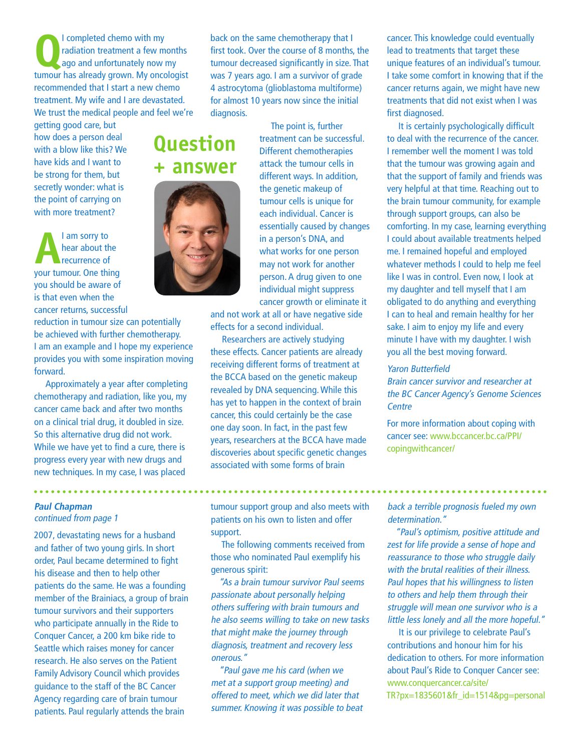## Question + answer

**Q** I completed chemo with my radiation treatment a few months ago and unfortunately now my tumour has already grown. My oncologist recommended that I start a new chemo treatment. My wife and I are devastated. We trust the medical people and feel we're getting good care, but how does a person deal with a blow like this? We have kids and I want to be strong for them, but secretly wonder: what is the point of carrying on with more treatment?

**A** I am sorry to hear about the recurrence of your tumour. One thing you should be aware of is that even when the cancer returns, successful reduction in tumour size can potentially be achieved with further chemotherapy. I am an example and I hope my experience provides you with some inspiration moving forward.

Approximately a year after completing chemotherapy and radiation, like you, my cancer came back and after two months on a clinical trial drug, it doubled in size. So this alternative drug did not work. While we have yet to find a cure, there is progress every year with new drugs and new techniques. In my case, I was placed back on the same chemotherapy that I first took. Over the course of 8 months, the tumour decreased significantly in size. That was 7 years ago. I am a survivor of grade 4 astrocytoma (glioblastoma multiforme) for almost 10 years now since the initial diagnosis.

The point is, further treatment can be successful. Different chemotherapies attack the tumour cells in different ways. In addition, the genetic makeup of tumour cells is unique for each individual. Cancer is essentially caused by changes in a person's DNA, and what works for one person may not work for another person. A drug given to one individual might suppress cancer growth or eliminate it and not work at all or have negative side effects for a second individual.

Researchers are actively studying these effects. Cancer patients are already receiving different forms of treatment at the BCCA based on the genetic makeup revealed by DNA sequencing. While this has yet to happen in the context of brain cancer, this could certainly be the case one day soon. In fact, in the past few years, researchers at the BCCA have made discoveries about specific genetic changes associated with some forms of brain cancer. This knowledge could eventually lead to treatments that target these unique features of an individual's tumour. I take some comfort in knowing that if the cancer returns again, we might have new treatments that did not exist when I was first diagnosed.

It is certainly psychologically difficult to deal with the recurrence of the cancer. I remember well the moment I was told that the tumour was growing again and that the support of family and friends was very helpful at that time. Reaching out to the brain tumour community, for example through support groups, can also be comforting. In my case, learning everything I could about available treatments helped me. I remained hopeful and employed whatever methods I could to help me feel like I was in control. Even now, I look at my daughter and tell myself that I am obligated to do anything and everything I can to heal and remain healthy for her sake. I aim to enjoy my life and every minute I have with my daughter. I wish you all the best moving forward.

*Yaron Butterfield*
*Brain cancer survivor and researcher at the BC Cancer Agency's Genome Sciences Centre*

For more information about coping with cancer see: www.bccancer.bc.ca/PPI/copingwithcancer/

---

***Paul Chapman***
*continued from page 1*

2007, devastating news for a husband and father of two young girls. In short order, Paul became determined to fight his disease and then to help other patients do the same. He was a founding member of the Brainiacs, a group of brain tumour survivors and their supporters who participate annually in the Ride to Conquer Cancer, a 200 km bike ride to Seattle which raises money for cancer research. He also serves on the Patient Family Advisory Council which provides guidance to the staff of the BC Cancer Agency regarding care of brain tumour patients. Paul regularly attends the brain tumour support group and also meets with patients on his own to listen and offer support.

The following comments received from those who nominated Paul exemplify his generous spirit:

*"As a brain tumour survivor Paul seems passionate about personally helping others suffering with brain tumours and he also seems willing to take on new tasks that might make the journey through diagnosis, treatment and recovery less onerous."*

*"Paul gave me his card (when we met at a support group meeting) and offered to meet, which we did later that summer. Knowing it was possible to beat back a terrible prognosis fueled my own determination."*

*"Paul's optimism, positive attitude and zest for life provide a sense of hope and reassurance to those who struggle daily with the brutal realities of their illness. Paul hopes that his willingness to listen to others and help them through their struggle will mean one survivor who is a little less lonely and all the more hopeful."*

It is our privilege to celebrate Paul's contributions and honour him for his dedication to others. For more information about Paul's Ride to Conquer Cancer see: www.conquercancer.ca/site/TR?px=1835601&fr_id=1514&pg=personal